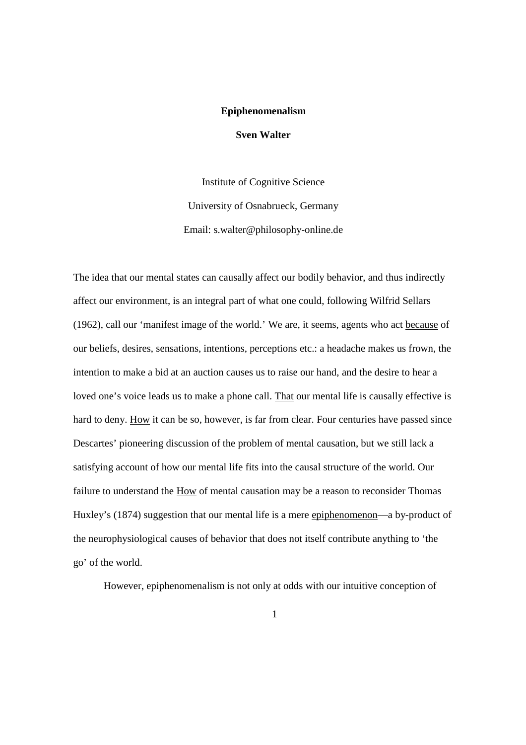# Epiphenomenalism

**Sven Walter**

Institute of Cognitive Science

University of Osnabrueck, Germany

Email: s.walter@philosophy-online.de

The idea that our mental states can causally affect our bodily behavior, and thus indirectly affect our environment, is an integral part of what one could, following Wilfrid Sellars (1962), call our 'manifest image of the world.' We are, it seems, agents who act <u>because</u> of our beliefs, desires, sensations, intentions, perceptions etc.: a headache makes us frown, the intention to make a bid at an auction causes us to raise our hand, and the desire to hear a loved one's voice leads us to make a phone call. <u>That</u> our mental life is causally effective is hard to deny. <u>How</u> it can be so, however, is far from clear. Four centuries have passed since Descartes' pioneering discussion of the problem of mental causation, but we still lack a satisfying account of how our mental life fits into the causal structure of the world. Our failure to understand the <u>How</u> of mental causation may be a reason to reconsider Thomas Huxley's (1874) suggestion that our mental life is a mere <u>epiphenomenon</u>—a by-product of the neurophysiological causes of behavior that does not itself contribute anything to 'the go' of the world.

However, epiphenomenalism is not only at odds with our intuitive conception of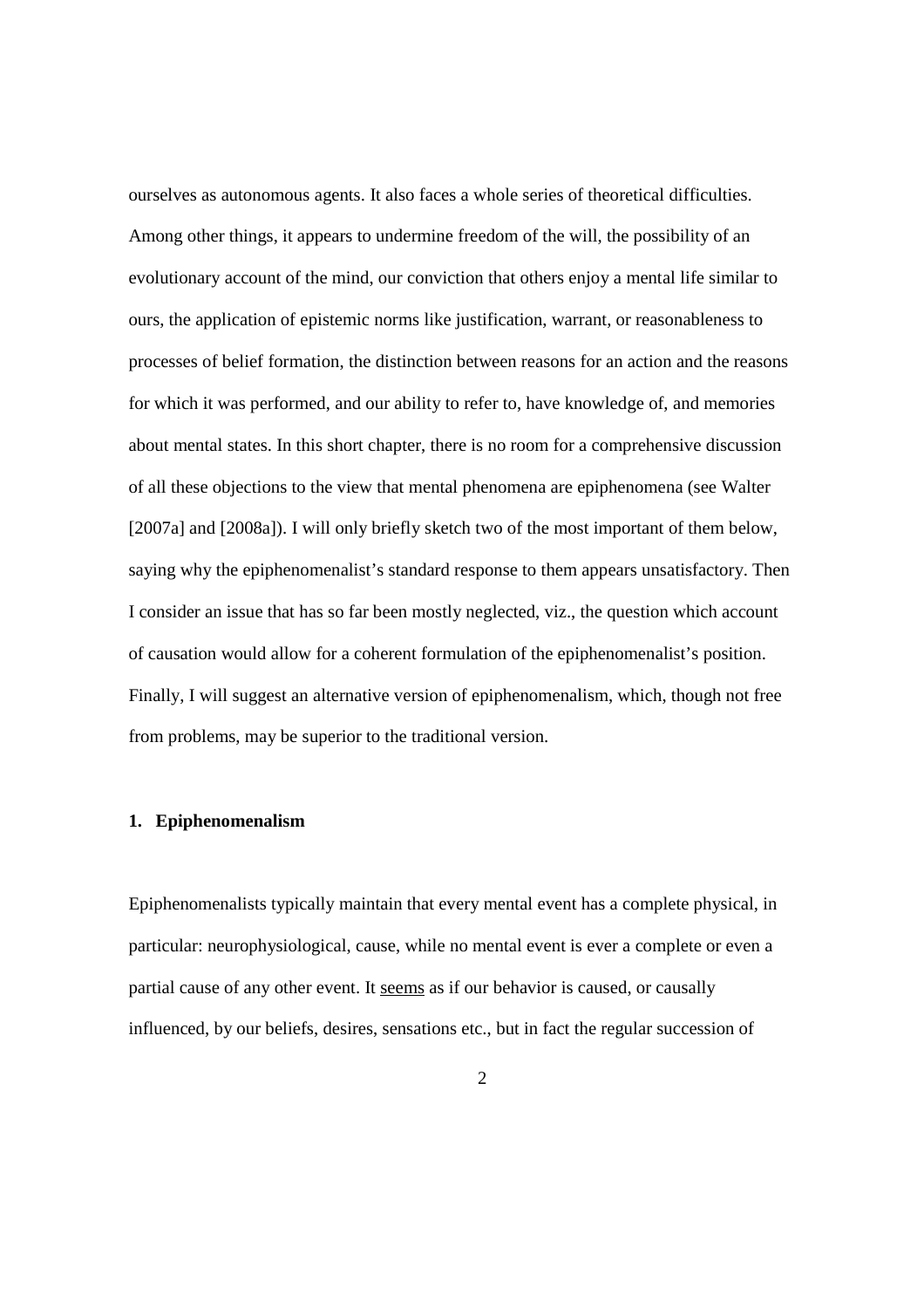ourselves as autonomous agents. It also faces a whole series of theoretical difficulties. Among other things, it appears to undermine freedom of the will, the possibility of an evolutionary account of the mind, our conviction that others enjoy a mental life similar to ours, the application of epistemic norms like justification, warrant, or reasonableness to processes of belief formation, the distinction between reasons for an action and the reasons for which it was performed, and our ability to refer to, have knowledge of, and memories about mental states. In this short chapter, there is no room for a comprehensive discussion of all these objections to the view that mental phenomena are epiphenomena (see Walter [2007a] and [2008a]). I will only briefly sketch two of the most important of them below, saying why the epiphenomenalist's standard response to them appears unsatisfactory. Then I consider an issue that has so far been mostly neglected, viz., the question which account of causation would allow for a coherent formulation of the epiphenomenalist's position. Finally, I will suggest an alternative version of epiphenomenalism, which, though not free from problems, may be superior to the traditional version.

## 1. Epiphenomenalism

Epiphenomenalists typically maintain that every mental event has a complete physical, in particular: neurophysiological, cause, while no mental event is ever a complete or even a partial cause of any other event. It seems as if our behavior is caused, or causally influenced, by our beliefs, desires, sensations etc., but in fact the regular succession of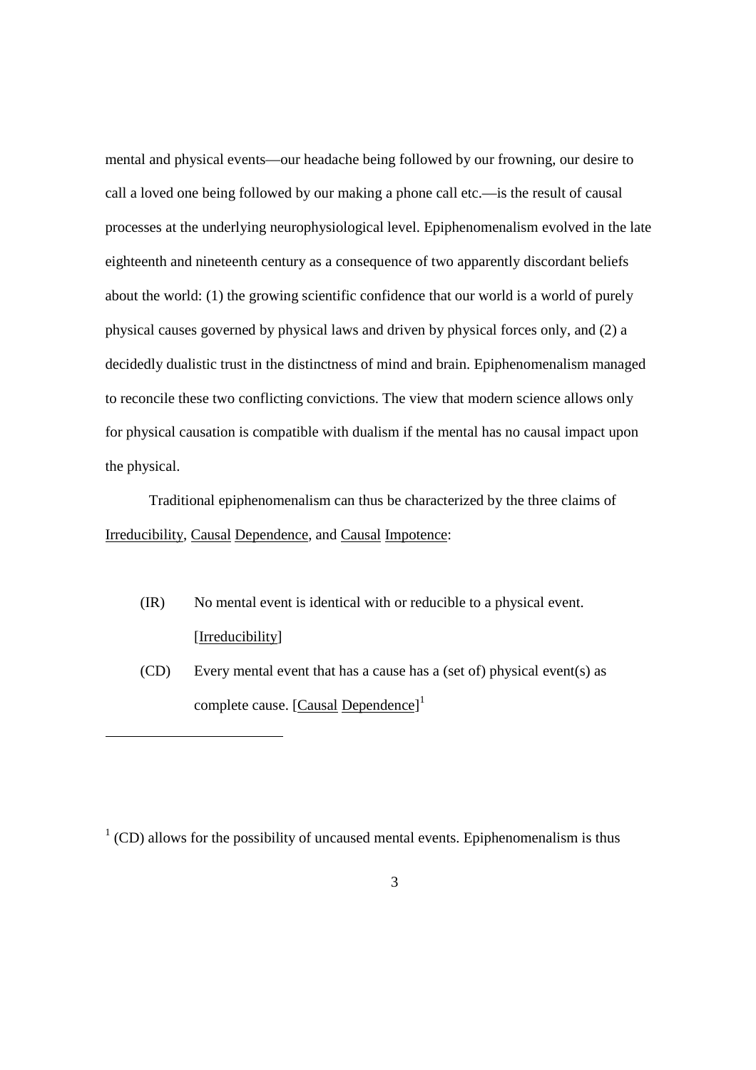mental and physical events—our headache being followed by our frowning, our desire to call a loved one being followed by our making a phone call etc.—is the result of causal processes at the underlying neurophysiological level. Epiphenomenalism evolved in the late eighteenth and nineteenth century as a consequence of two apparently discordant beliefs about the world: (1) the growing scientific confidence that our world is a world of purely physical causes governed by physical laws and driven by physical forces only, and (2) a decidedly dualistic trust in the distinctness of mind and brain. Epiphenomenalism managed to reconcile these two conflicting convictions. The view that modern science allows only for physical causation is compatible with dualism if the mental has no causal impact upon the physical.

Traditional epiphenomenalism can thus be characterized by the three claims of <u>Irreducibility</u>, <u>Causal Dependence</u>, and <u>Causal Impotence</u>:

(IR) No mental event is identical with or reducible to a physical event. [<u>Irreducibility</u>]

(CD) Every mental event that has a cause has a (set of) physical event(s) as complete cause. [<u>Causal Dependence</u>][1]

---

[1] (CD) allows for the possibility of uncaused mental events. Epiphenomenalism is thus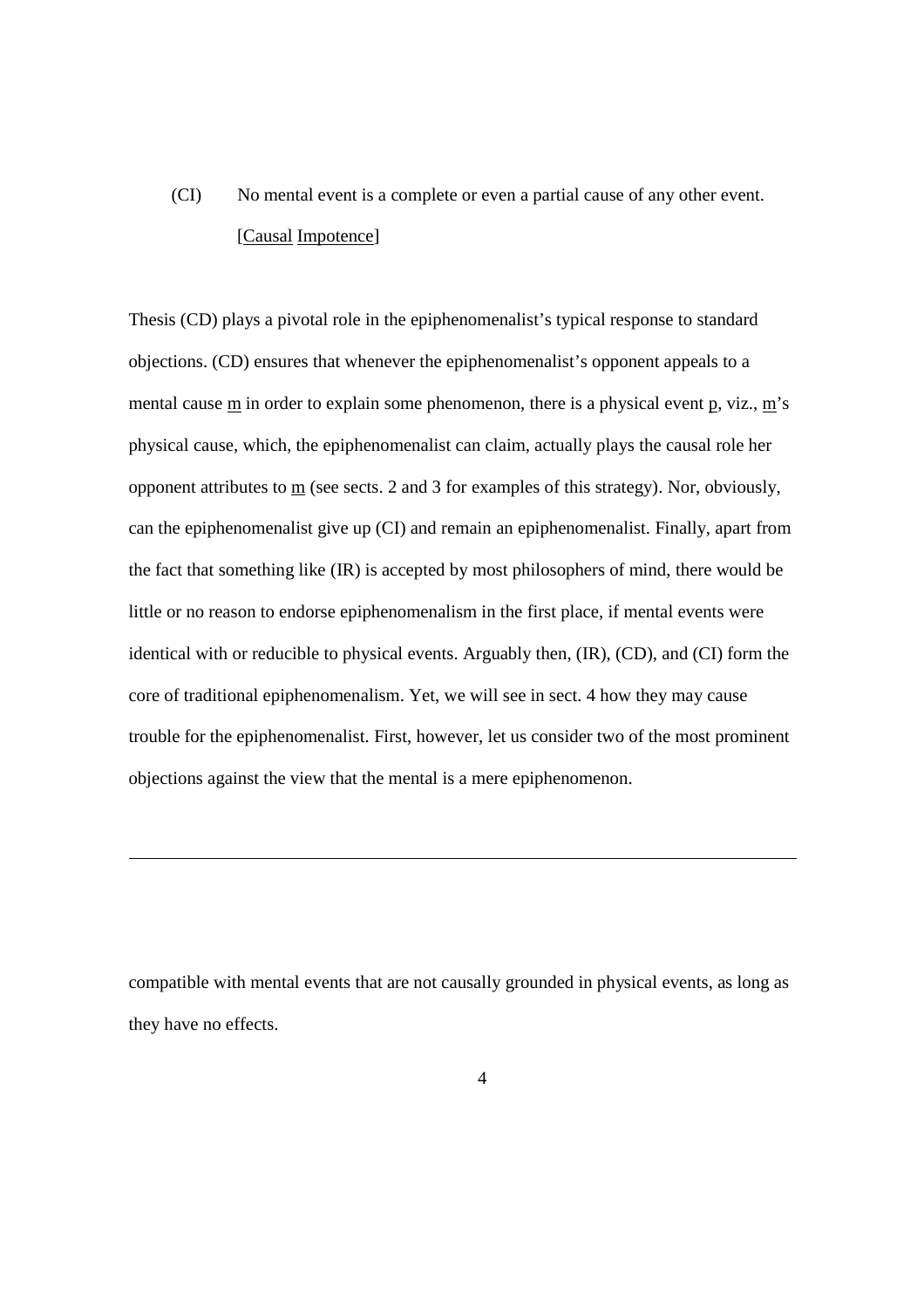(CI) No mental event is a complete or even a partial cause of any other event. [Causal Impotence]

Thesis (CD) plays a pivotal role in the epiphenomenalist's typical response to standard objections. (CD) ensures that whenever the epiphenomenalist's opponent appeals to a mental cause m in order to explain some phenomenon, there is a physical event p, viz., m's physical cause, which, the epiphenomenalist can claim, actually plays the causal role her opponent attributes to m (see sects. 2 and 3 for examples of this strategy). Nor, obviously, can the epiphenomenalist give up (CI) and remain an epiphenomenalist. Finally, apart from the fact that something like (IR) is accepted by most philosophers of mind, there would be little or no reason to endorse epiphenomenalism in the first place, if mental events were identical with or reducible to physical events. Arguably then, (IR), (CD), and (CI) form the core of traditional epiphenomenalism. Yet, we will see in sect. 4 how they may cause trouble for the epiphenomenalist. First, however, let us consider two of the most prominent objections against the view that the mental is a mere epiphenomenon.

---

compatible with mental events that are not causally grounded in physical events, as long as they have no effects.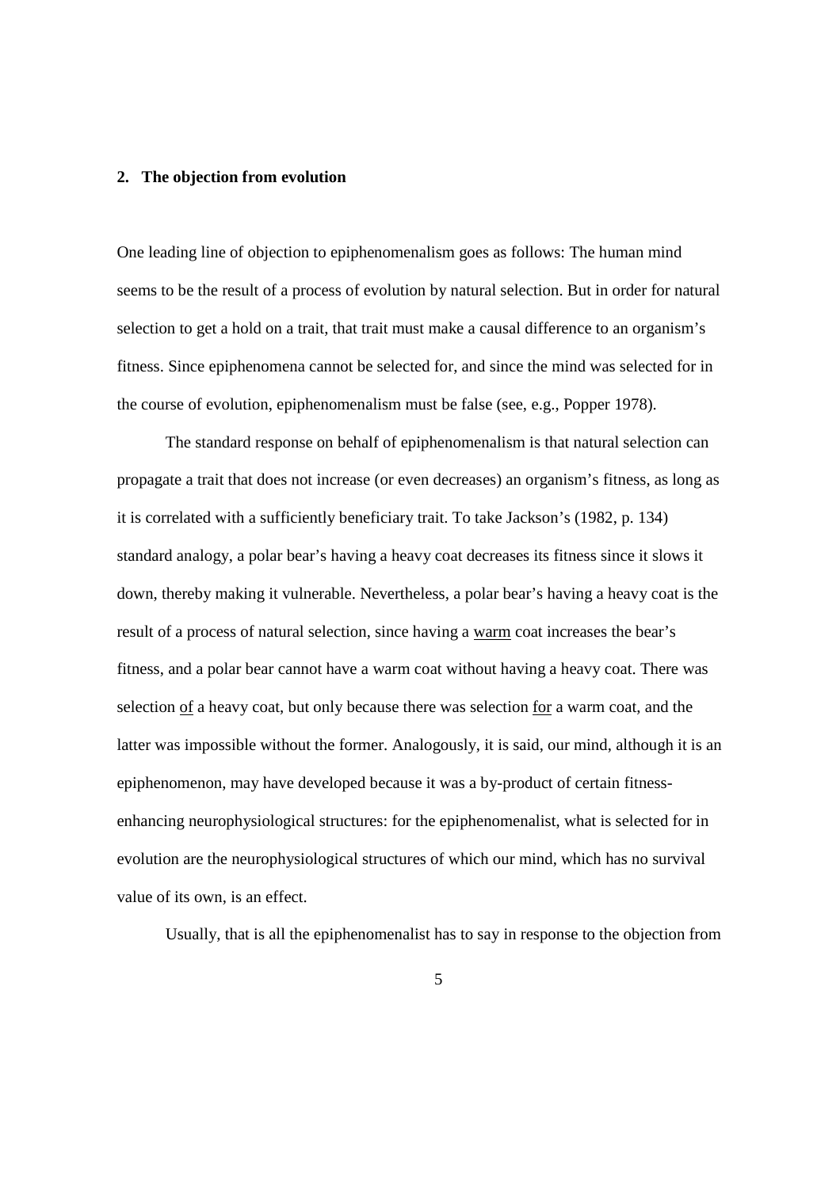## 2. The objection from evolution

One leading line of objection to epiphenomenalism goes as follows: The human mind seems to be the result of a process of evolution by natural selection. But in order for natural selection to get a hold on a trait, that trait must make a causal difference to an organism's fitness. Since epiphenomena cannot be selected for, and since the mind was selected for in the course of evolution, epiphenomenalism must be false (see, e.g., Popper 1978).

The standard response on behalf of epiphenomenalism is that natural selection can propagate a trait that does not increase (or even decreases) an organism's fitness, as long as it is correlated with a sufficiently beneficiary trait. To take Jackson's (1982, p. 134) standard analogy, a polar bear's having a heavy coat decreases its fitness since it slows it down, thereby making it vulnerable. Nevertheless, a polar bear's having a heavy coat is the result of a process of natural selection, since having a <u>warm</u> coat increases the bear's fitness, and a polar bear cannot have a warm coat without having a heavy coat. There was selection <u>of</u> a heavy coat, but only because there was selection <u>for</u> a warm coat, and the latter was impossible without the former. Analogously, it is said, our mind, although it is an epiphenomenon, may have developed because it was a by-product of certain fitness-enhancing neurophysiological structures: for the epiphenomenalist, what is selected for in evolution are the neurophysiological structures of which our mind, which has no survival value of its own, is an effect.

Usually, that is all the epiphenomenalist has to say in response to the objection from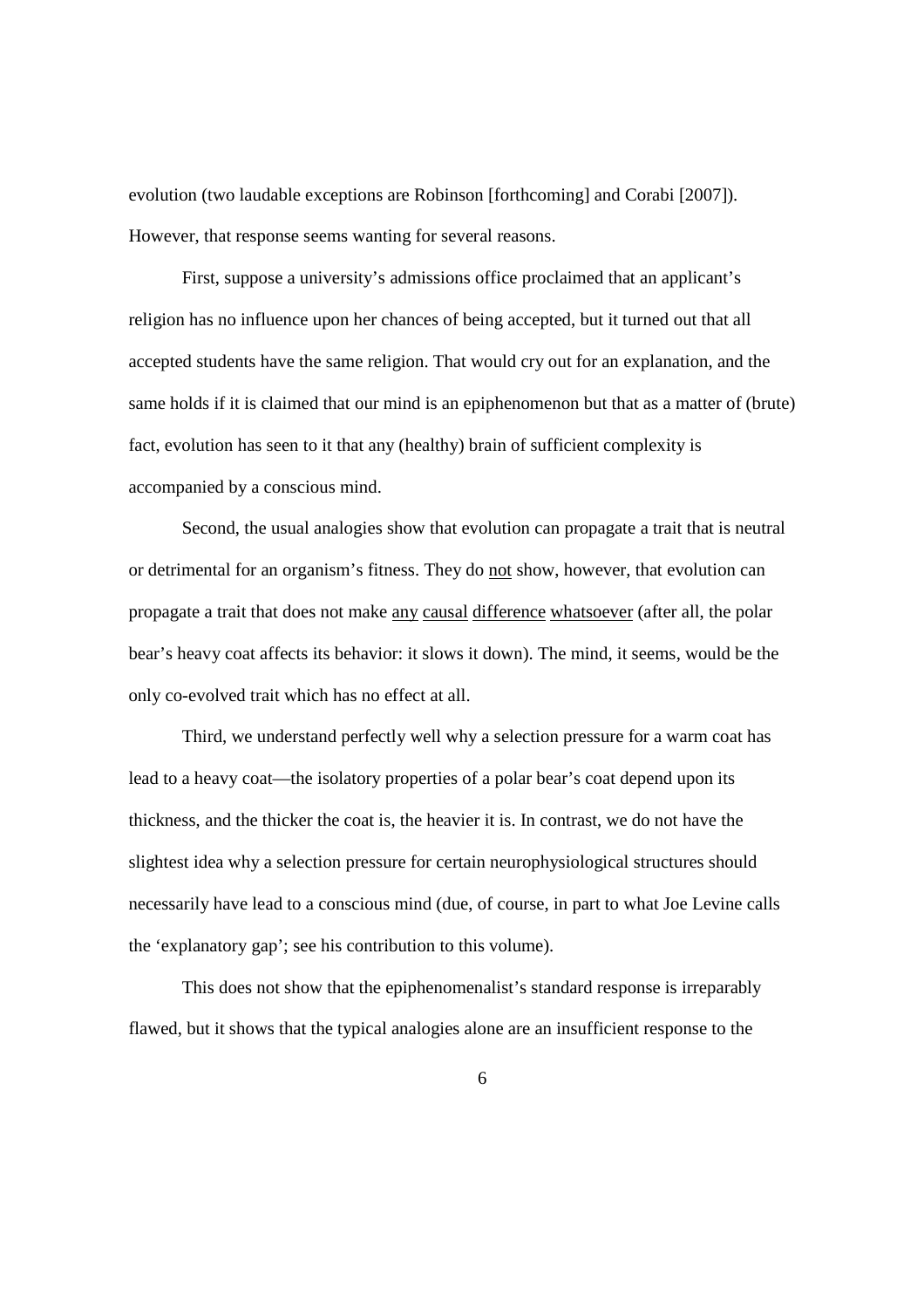evolution (two laudable exceptions are Robinson [forthcoming] and Corabi [2007]). However, that response seems wanting for several reasons.

First, suppose a university's admissions office proclaimed that an applicant's religion has no influence upon her chances of being accepted, but it turned out that all accepted students have the same religion. That would cry out for an explanation, and the same holds if it is claimed that our mind is an epiphenomenon but that as a matter of (brute) fact, evolution has seen to it that any (healthy) brain of sufficient complexity is accompanied by a conscious mind.

Second, the usual analogies show that evolution can propagate a trait that is neutral or detrimental for an organism's fitness. They do <u>not</u> show, however, that evolution can propagate a trait that does not make <u>any</u> <u>causal</u> <u>difference</u> <u>whatsoever</u> (after all, the polar bear's heavy coat affects its behavior: it slows it down). The mind, it seems, would be the only co-evolved trait which has no effect at all.

Third, we understand perfectly well why a selection pressure for a warm coat has lead to a heavy coat—the isolatory properties of a polar bear's coat depend upon its thickness, and the thicker the coat is, the heavier it is. In contrast, we do not have the slightest idea why a selection pressure for certain neurophysiological structures should necessarily have lead to a conscious mind (due, of course, in part to what Joe Levine calls the 'explanatory gap'; see his contribution to this volume).

This does not show that the epiphenomenalist's standard response is irreparably flawed, but it shows that the typical analogies alone are an insufficient response to the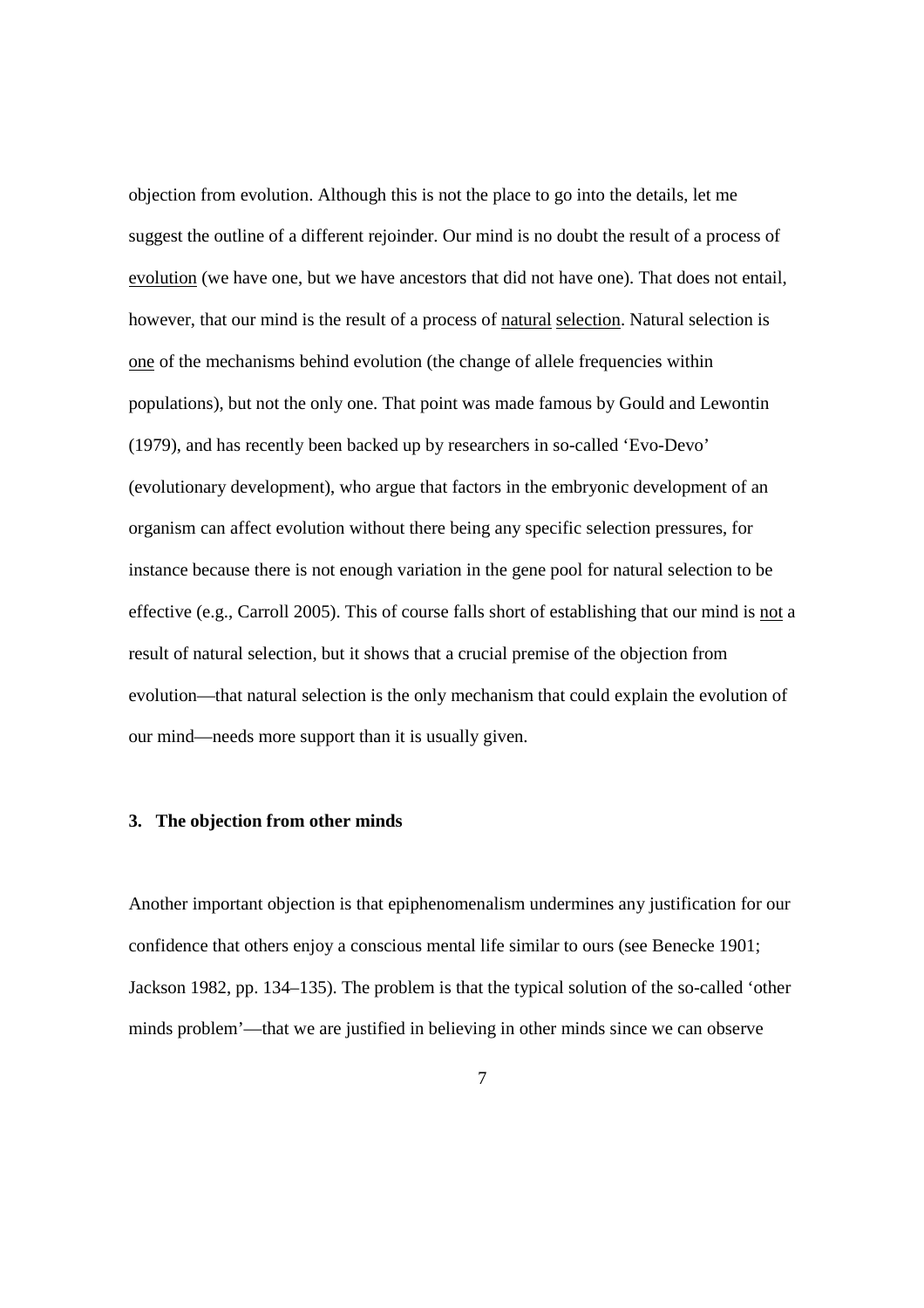objection from evolution. Although this is not the place to go into the details, let me suggest the outline of a different rejoinder. Our mind is no doubt the result of a process of evolution (we have one, but we have ancestors that did not have one). That does not entail, however, that our mind is the result of a process of natural selection. Natural selection is one of the mechanisms behind evolution (the change of allele frequencies within populations), but not the only one. That point was made famous by Gould and Lewontin (1979), and has recently been backed up by researchers in so-called 'Evo-Devo' (evolutionary development), who argue that factors in the embryonic development of an organism can affect evolution without there being any specific selection pressures, for instance because there is not enough variation in the gene pool for natural selection to be effective (e.g., Carroll 2005). This of course falls short of establishing that our mind is not a result of natural selection, but it shows that a crucial premise of the objection from evolution—that natural selection is the only mechanism that could explain the evolution of our mind—needs more support than it is usually given.

## 3. The objection from other minds

Another important objection is that epiphenomenalism undermines any justification for our confidence that others enjoy a conscious mental life similar to ours (see Benecke 1901; Jackson 1982, pp. 134–135). The problem is that the typical solution of the so-called 'other minds problem'—that we are justified in believing in other minds since we can observe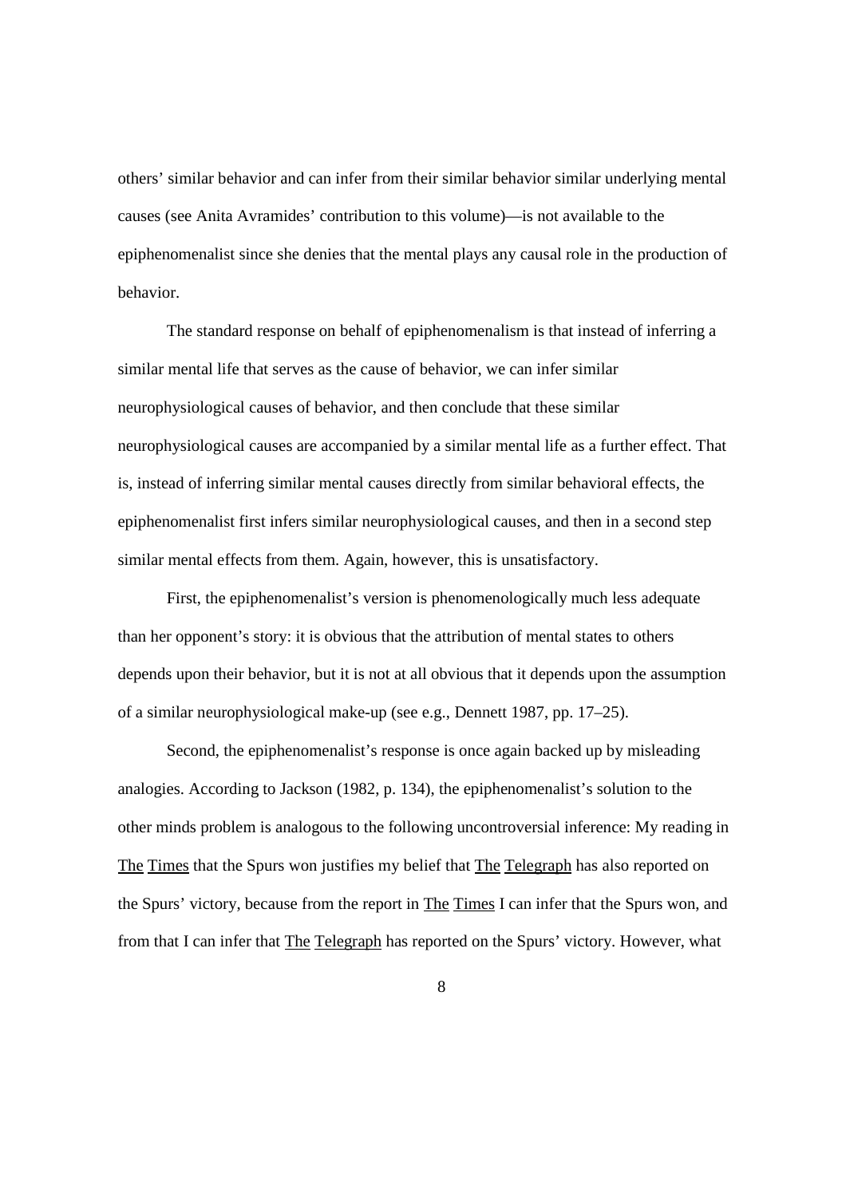others' similar behavior and can infer from their similar behavior similar underlying mental causes (see Anita Avramides' contribution to this volume)—is not available to the epiphenomenalist since she denies that the mental plays any causal role in the production of behavior.

The standard response on behalf of epiphenomenalism is that instead of inferring a similar mental life that serves as the cause of behavior, we can infer similar neurophysiological causes of behavior, and then conclude that these similar neurophysiological causes are accompanied by a similar mental life as a further effect. That is, instead of inferring similar mental causes directly from similar behavioral effects, the epiphenomenalist first infers similar neurophysiological causes, and then in a second step similar mental effects from them. Again, however, this is unsatisfactory.

First, the epiphenomenalist's version is phenomenologically much less adequate than her opponent's story: it is obvious that the attribution of mental states to others depends upon their behavior, but it is not at all obvious that it depends upon the assumption of a similar neurophysiological make-up (see e.g., Dennett 1987, pp. 17–25).

Second, the epiphenomenalist's response is once again backed up by misleading analogies. According to Jackson (1982, p. 134), the epiphenomenalist's solution to the other minds problem is analogous to the following uncontroversial inference: My reading in The Times that the Spurs won justifies my belief that The Telegraph has also reported on the Spurs' victory, because from the report in The Times I can infer that the Spurs won, and from that I can infer that The Telegraph has reported on the Spurs' victory. However, what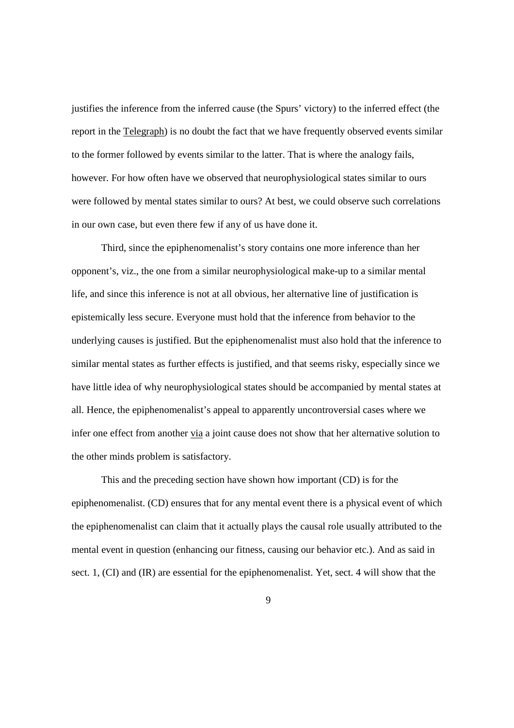justifies the inference from the inferred cause (the Spurs' victory) to the inferred effect (the report in the Telegraph) is no doubt the fact that we have frequently observed events similar to the former followed by events similar to the latter. That is where the analogy fails, however. For how often have we observed that neurophysiological states similar to ours were followed by mental states similar to ours? At best, we could observe such correlations in our own case, but even there few if any of us have done it.

Third, since the epiphenomenalist's story contains one more inference than her opponent's, viz., the one from a similar neurophysiological make-up to a similar mental life, and since this inference is not at all obvious, her alternative line of justification is epistemically less secure. Everyone must hold that the inference from behavior to the underlying causes is justified. But the epiphenomenalist must also hold that the inference to similar mental states as further effects is justified, and that seems risky, especially since we have little idea of why neurophysiological states should be accompanied by mental states at all. Hence, the epiphenomenalist's appeal to apparently uncontroversial cases where we infer one effect from another via a joint cause does not show that her alternative solution to the other minds problem is satisfactory.

This and the preceding section have shown how important (CD) is for the epiphenomenalist. (CD) ensures that for any mental event there is a physical event of which the epiphenomenalist can claim that it actually plays the causal role usually attributed to the mental event in question (enhancing our fitness, causing our behavior etc.). And as said in sect. 1, (CI) and (IR) are essential for the epiphenomenalist. Yet, sect. 4 will show that the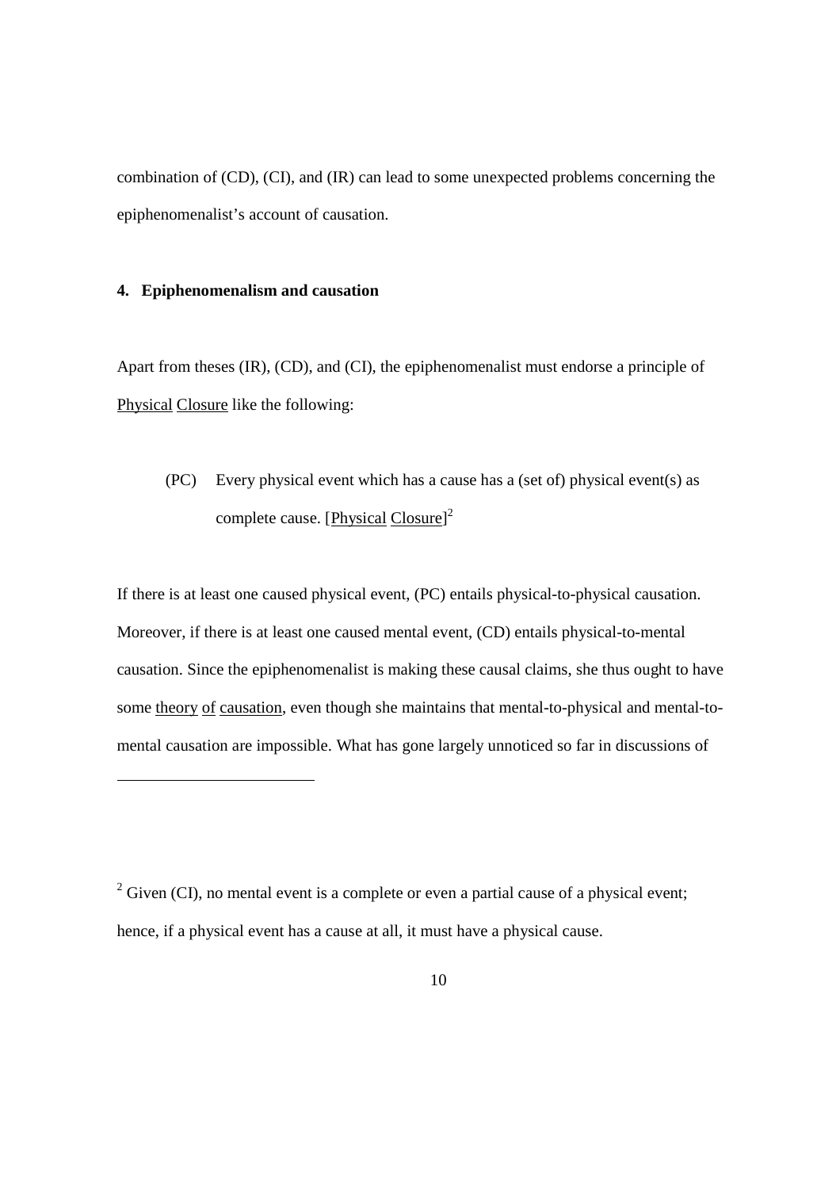combination of (CD), (CI), and (IR) can lead to some unexpected problems concerning the epiphenomenalist's account of causation.

## 4. Epiphenomenalism and causation

Apart from theses (IR), (CD), and (CI), the epiphenomenalist must endorse a principle of *Physical Closure* like the following:

> (PC) Every physical event which has a cause has a (set of) physical event(s) as complete cause. [*Physical Closure*][2]

If there is at least one caused physical event, (PC) entails physical-to-physical causation. Moreover, if there is at least one caused mental event, (CD) entails physical-to-mental causation. Since the epiphenomenalist is making these causal claims, she thus ought to have some *theory of causation*, even though she maintains that mental-to-physical and mental-to-mental causation are impossible. What has gone largely unnoticed so far in discussions of

---

[2] Given (CI), no mental event is a complete or even a partial cause of a physical event; hence, if a physical event has a cause at all, it must have a physical cause.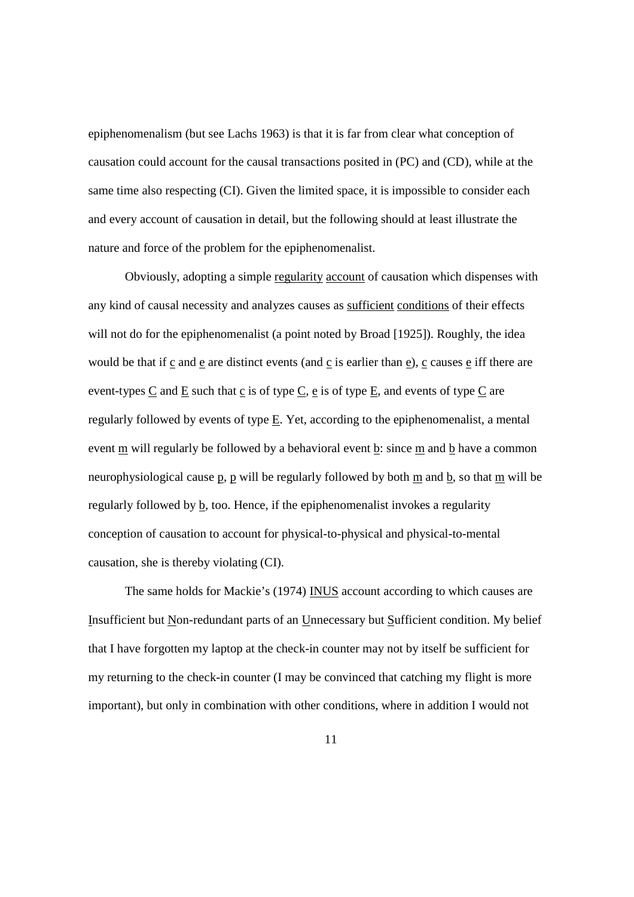epiphenomenalism (but see Lachs 1963) is that it is far from clear what conception of causation could account for the causal transactions posited in (PC) and (CD), while at the same time also respecting (CI). Given the limited space, it is impossible to consider each and every account of causation in detail, but the following should at least illustrate the nature and force of the problem for the epiphenomenalist.

Obviously, adopting a simple _regularity account_ of causation which dispenses with any kind of causal necessity and analyzes causes as _sufficient conditions_ of their effects will not do for the epiphenomenalist (a point noted by Broad [1925]). Roughly, the idea would be that if _c_ and _e_ are distinct events (and _c_ is earlier than _e_), _c_ causes _e_ iff there are event-types _C_ and _E_ such that _c_ is of type _C_, _e_ is of type _E_, and events of type _C_ are regularly followed by events of type _E_. Yet, according to the epiphenomenalist, a mental event _m_ will regularly be followed by a behavioral event _b_: since _m_ and _b_ have a common neurophysiological cause _p_, _p_ will be regularly followed by both _m_ and _b_, so that _m_ will be regularly followed by _b_, too. Hence, if the epiphenomenalist invokes a regularity conception of causation to account for physical-to-physical and physical-to-mental causation, she is thereby violating (CI).

The same holds for Mackie's (1974) _INUS_ account according to which causes are _I_nsufficient but _N_on-redundant parts of an _U_nnecessary but _S_ufficient condition. My belief that I have forgotten my laptop at the check-in counter may not by itself be sufficient for my returning to the check-in counter (I may be convinced that catching my flight is more important), but only in combination with other conditions, where in addition I would not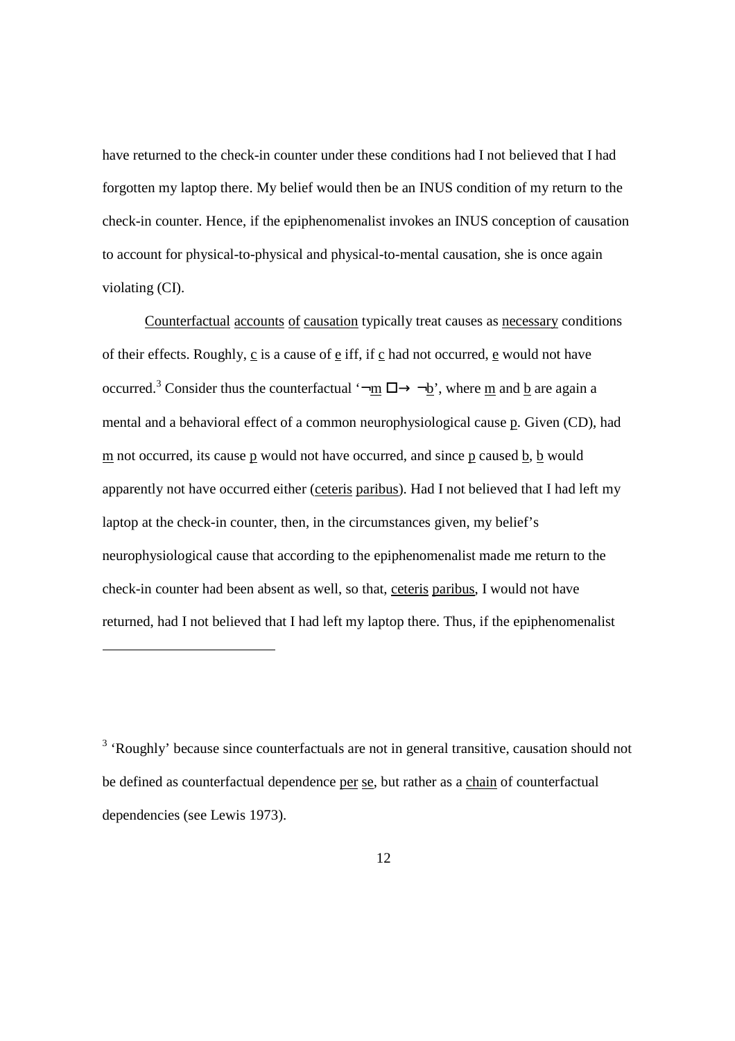have returned to the check-in counter under these conditions had I not believed that I had forgotten my laptop there. My belief would then be an INUS condition of my return to the check-in counter. Hence, if the epiphenomenalist invokes an INUS conception of causation to account for physical-to-physical and physical-to-mental causation, she is once again violating (CI).

*Counterfactual accounts of causation* typically treat causes as *necessary* conditions of their effects. Roughly, *c* is a cause of *e* iff, if *c* had not occurred, *e* would not have occurred.[3] Consider thus the counterfactual '$\neg m \;\Box\!\!\rightarrow \neg b$', where *m* and *b* are again a mental and a behavioral effect of a common neurophysiological cause *p*. Given (CD), had *m* not occurred, its cause *p* would not have occurred, and since *p* caused *b*, *b* would apparently not have occurred either (*ceteris paribus*). Had I not believed that I had left my laptop at the check-in counter, then, in the circumstances given, my belief's neurophysiological cause that according to the epiphenomenalist made me return to the check-in counter had been absent as well, so that, *ceteris paribus*, I would not have returned, had I not believed that I had left my laptop there. Thus, if the epiphenomenalist

---

[3] 'Roughly' because since counterfactuals are not in general transitive, causation should not be defined as counterfactual dependence *per se*, but rather as a *chain* of counterfactual dependencies (see Lewis 1973).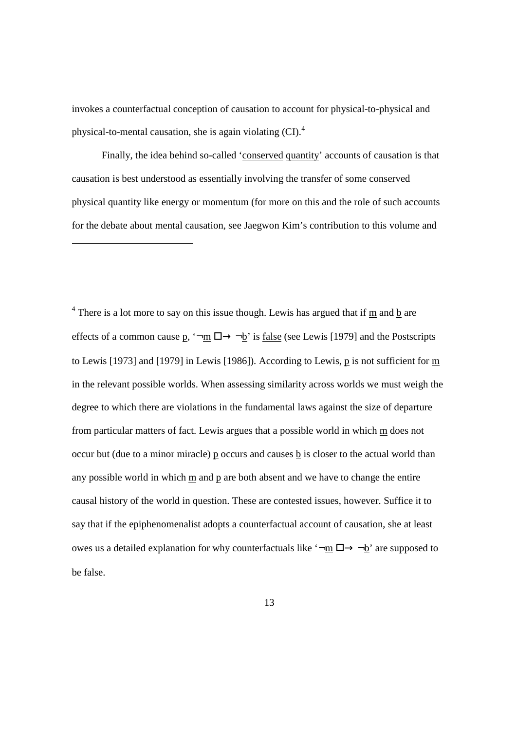invokes a counterfactual conception of causation to account for physical-to-physical and physical-to-mental causation, she is again violating (CI).[4]

Finally, the idea behind so-called '<u>conserved quantity</u>' accounts of causation is that causation is best understood as essentially involving the transfer of some conserved physical quantity like energy or momentum (for more on this and the role of such accounts for the debate about mental causation, see Jaegwon Kim's contribution to this volume and

---

[4] There is a lot more to say on this issue though. Lewis has argued that if <u>m</u> and <u>b</u> are effects of a common cause <u>p</u>, '$\neg$<u>m</u> $\Box\!\!\rightarrow$ $\neg$<u>b</u>' is <u>false</u> (see Lewis [1979] and the Postscripts to Lewis [1973] and [1979] in Lewis [1986]). According to Lewis, <u>p</u> is not sufficient for <u>m</u> in the relevant possible worlds. When assessing similarity across worlds we must weigh the degree to which there are violations in the fundamental laws against the size of departure from particular matters of fact. Lewis argues that a possible world in which <u>m</u> does not occur but (due to a minor miracle) <u>p</u> occurs and causes <u>b</u> is closer to the actual world than any possible world in which <u>m</u> and <u>p</u> are both absent and we have to change the entire causal history of the world in question. These are contested issues, however. Suffice it to say that if the epiphenomenalist adopts a counterfactual account of causation, she at least owes us a detailed explanation for why counterfactuals like '$\neg$<u>m</u> $\Box\!\!\rightarrow$ $\neg$<u>b</u>' are supposed to be false.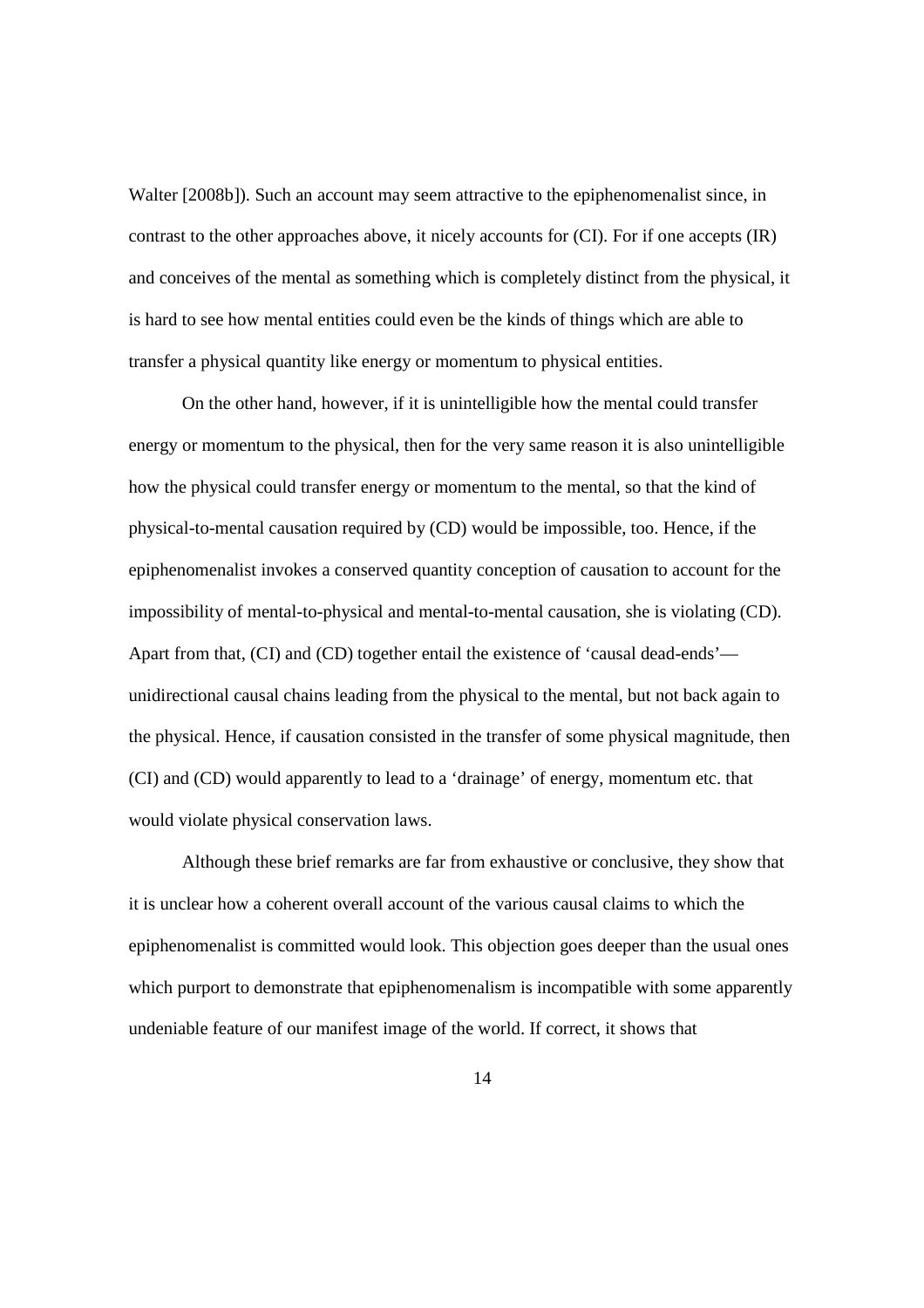Walter [2008b]). Such an account may seem attractive to the epiphenomenalist since, in contrast to the other approaches above, it nicely accounts for (CI). For if one accepts (IR) and conceives of the mental as something which is completely distinct from the physical, it is hard to see how mental entities could even be the kinds of things which are able to transfer a physical quantity like energy or momentum to physical entities.

On the other hand, however, if it is unintelligible how the mental could transfer energy or momentum to the physical, then for the very same reason it is also unintelligible how the physical could transfer energy or momentum to the mental, so that the kind of physical-to-mental causation required by (CD) would be impossible, too. Hence, if the epiphenomenalist invokes a conserved quantity conception of causation to account for the impossibility of mental-to-physical and mental-to-mental causation, she is violating (CD). Apart from that, (CI) and (CD) together entail the existence of 'causal dead-ends'—unidirectional causal chains leading from the physical to the mental, but not back again to the physical. Hence, if causation consisted in the transfer of some physical magnitude, then (CI) and (CD) would apparently to lead to a 'drainage' of energy, momentum etc. that would violate physical conservation laws.

Although these brief remarks are far from exhaustive or conclusive, they show that it is unclear how a coherent overall account of the various causal claims to which the epiphenomenalist is committed would look. This objection goes deeper than the usual ones which purport to demonstrate that epiphenomenalism is incompatible with some apparently undeniable feature of our manifest image of the world. If correct, it shows that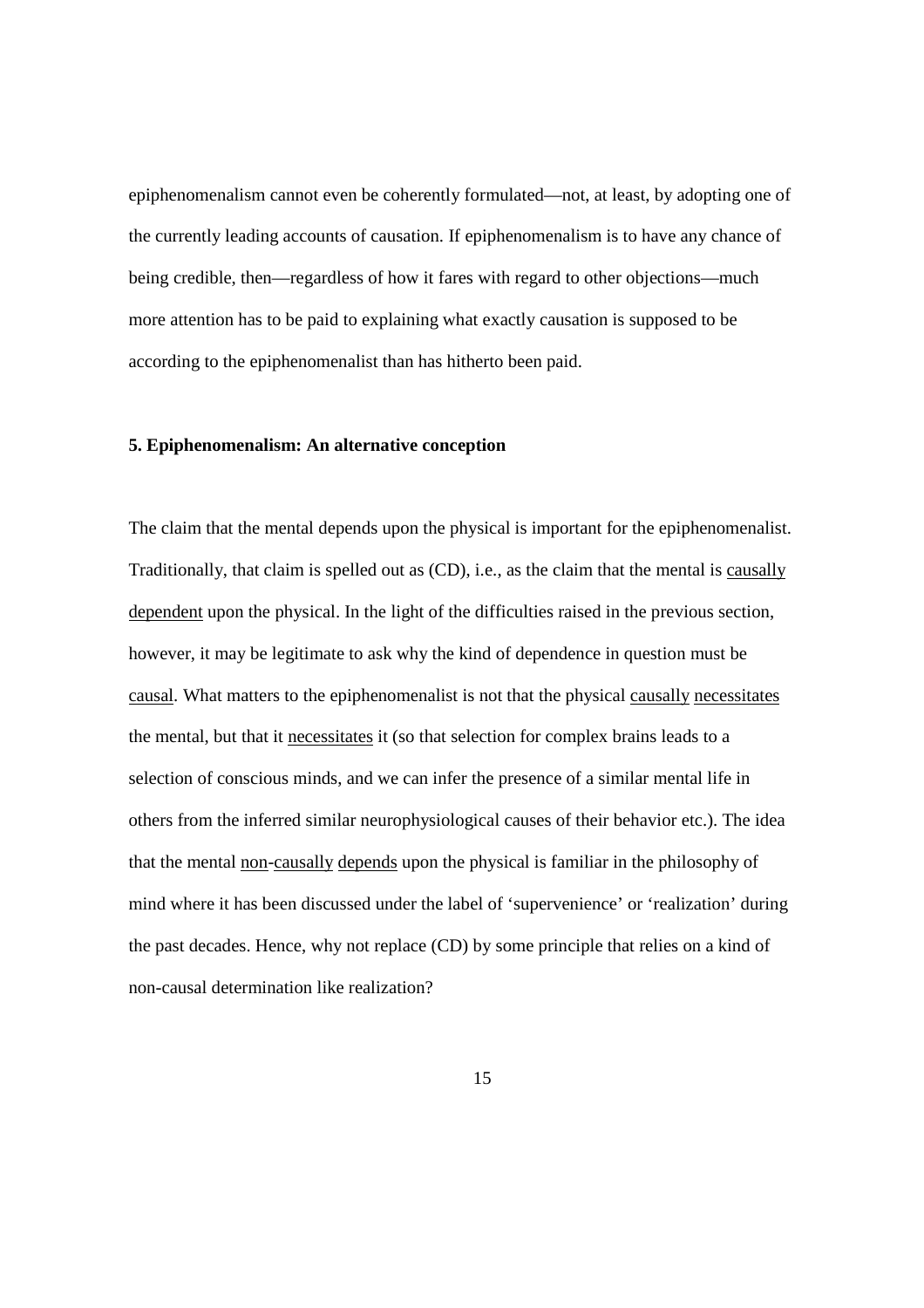epiphenomenalism cannot even be coherently formulated—not, at least, by adopting one of the currently leading accounts of causation. If epiphenomenalism is to have any chance of being credible, then—regardless of how it fares with regard to other objections—much more attention has to be paid to explaining what exactly causation is supposed to be according to the epiphenomenalist than has hitherto been paid.

## 5. Epiphenomenalism: An alternative conception

The claim that the mental depends upon the physical is important for the epiphenomenalist. Traditionally, that claim is spelled out as (CD), i.e., as the claim that the mental is <u>causally dependent</u> upon the physical. In the light of the difficulties raised in the previous section, however, it may be legitimate to ask why the kind of dependence in question must be <u>causal</u>. What matters to the epiphenomenalist is not that the physical <u>causally</u> <u>necessitates</u> the mental, but that it <u>necessitates</u> it (so that selection for complex brains leads to a selection of conscious minds, and we can infer the presence of a similar mental life in others from the inferred similar neurophysiological causes of their behavior etc.). The idea that the mental <u>non</u>-<u>causally</u> <u>depends</u> upon the physical is familiar in the philosophy of mind where it has been discussed under the label of 'supervenience' or 'realization' during the past decades. Hence, why not replace (CD) by some principle that relies on a kind of non-causal determination like realization?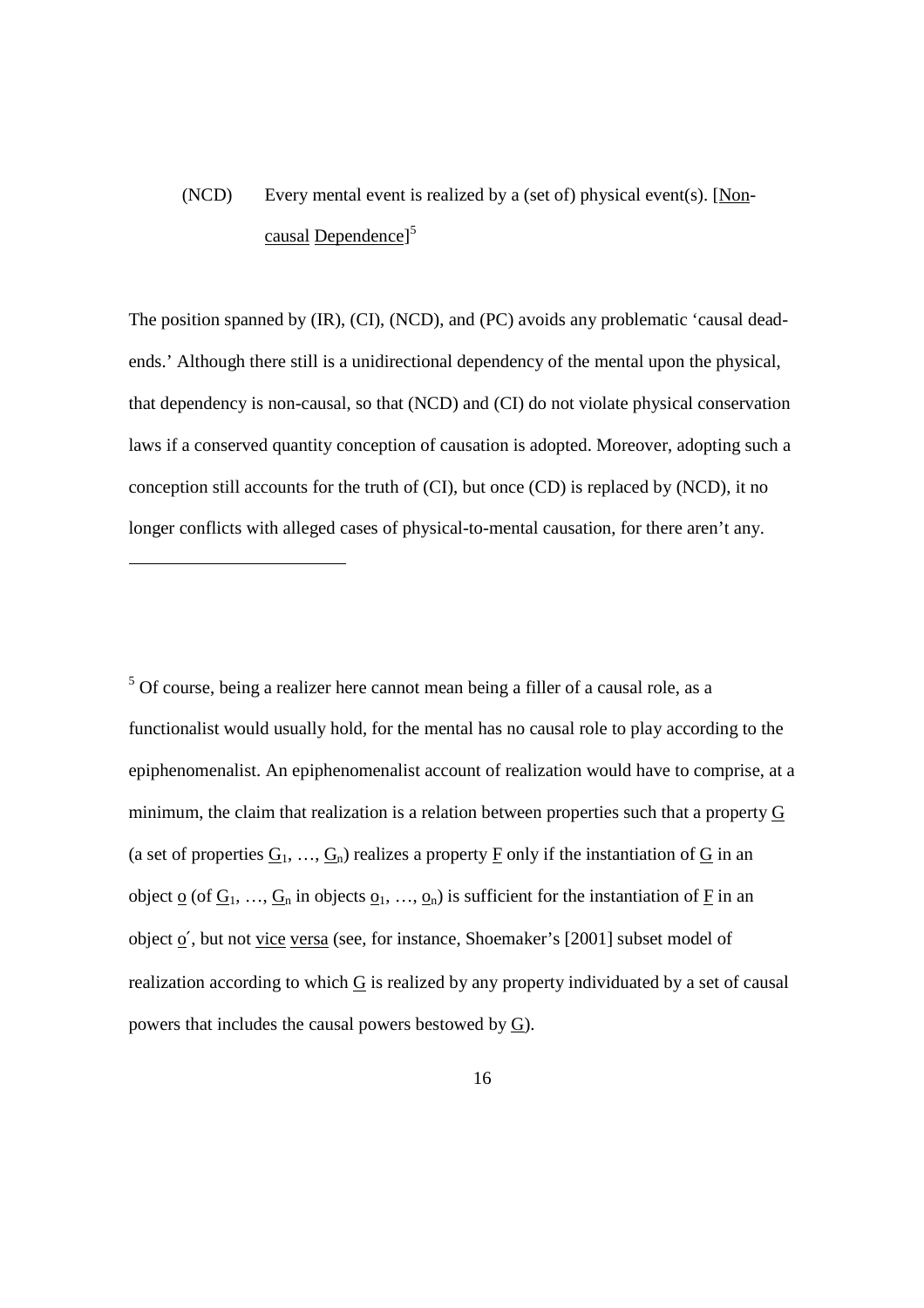(NCD) Every mental event is realized by a (set of) physical event(s). [_Non-causal_ _Dependence_][5]

The position spanned by (IR), (CI), (NCD), and (PC) avoids any problematic 'causal dead-ends.' Although there still is a unidirectional dependency of the mental upon the physical, that dependency is non-causal, so that (NCD) and (CI) do not violate physical conservation laws if a conserved quantity conception of causation is adopted. Moreover, adopting such a conception still accounts for the truth of (CI), but once (CD) is replaced by (NCD), it no longer conflicts with alleged cases of physical-to-mental causation, for there aren't any.

---

[5] Of course, being a realizer here cannot mean being a filler of a causal role, as a functionalist would usually hold, for the mental has no causal role to play according to the epiphenomenalist. An epiphenomenalist account of realization would have to comprise, at a minimum, the claim that realization is a relation between properties such that a property $\underline{G}$ (a set of properties $\underline{G}_1, \ldots, \underline{G}_n$) realizes a property $\underline{F}$ only if the instantiation of $\underline{G}$ in an object $\underline{o}$ (of $\underline{G}_1, \ldots, \underline{G}_n$ in objects $\underline{o}_1, \ldots, \underline{o}_n$) is sufficient for the instantiation of $\underline{F}$ in an object $\underline{o}'$, but not _vice versa_ (see, for instance, Shoemaker's [2001] subset model of realization according to which $\underline{G}$ is realized by any property individuated by a set of causal powers that includes the causal powers bestowed by $\underline{G}$).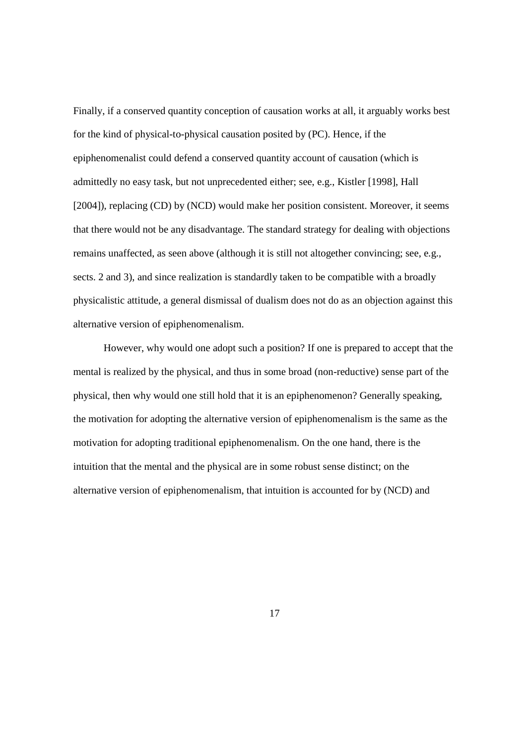Finally, if a conserved quantity conception of causation works at all, it arguably works best for the kind of physical-to-physical causation posited by (PC). Hence, if the epiphenomenalist could defend a conserved quantity account of causation (which is admittedly no easy task, but not unprecedented either; see, e.g., Kistler [1998], Hall [2004]), replacing (CD) by (NCD) would make her position consistent. Moreover, it seems that there would not be any disadvantage. The standard strategy for dealing with objections remains unaffected, as seen above (although it is still not altogether convincing; see, e.g., sects. 2 and 3), and since realization is standardly taken to be compatible with a broadly physicalistic attitude, a general dismissal of dualism does not do as an objection against this alternative version of epiphenomenalism.

However, why would one adopt such a position? If one is prepared to accept that the mental is realized by the physical, and thus in some broad (non-reductive) sense part of the physical, then why would one still hold that it is an epiphenomenon? Generally speaking, the motivation for adopting the alternative version of epiphenomenalism is the same as the motivation for adopting traditional epiphenomenalism. On the one hand, there is the intuition that the mental and the physical are in some robust sense distinct; on the alternative version of epiphenomenalism, that intuition is accounted for by (NCD) and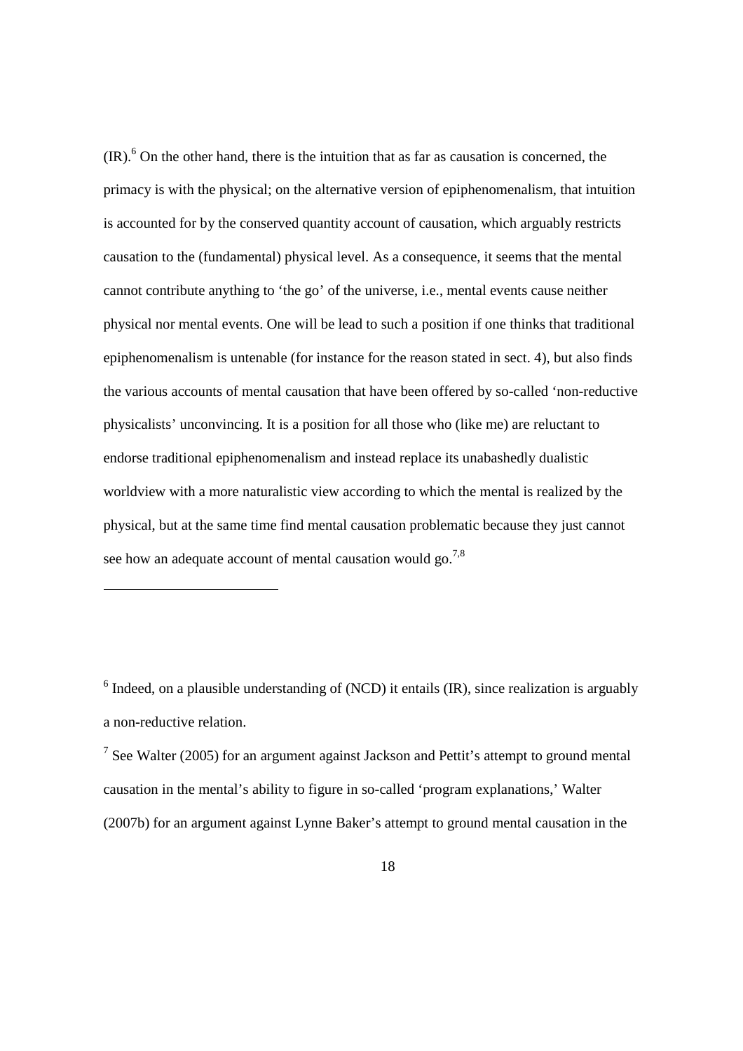(IR).[6] On the other hand, there is the intuition that as far as causation is concerned, the primacy is with the physical; on the alternative version of epiphenomenalism, that intuition is accounted for by the conserved quantity account of causation, which arguably restricts causation to the (fundamental) physical level. As a consequence, it seems that the mental cannot contribute anything to 'the go' of the universe, i.e., mental events cause neither physical nor mental events. One will be lead to such a position if one thinks that traditional epiphenomenalism is untenable (for instance for the reason stated in sect. 4), but also finds the various accounts of mental causation that have been offered by so-called 'non-reductive physicalists' unconvincing. It is a position for all those who (like me) are reluctant to endorse traditional epiphenomenalism and instead replace its unabashedly dualistic worldview with a more naturalistic view according to which the mental is realized by the physical, but at the same time find mental causation problematic because they just cannot see how an adequate account of mental causation would go.[7,8]

---

[6] Indeed, on a plausible understanding of (NCD) it entails (IR), since realization is arguably a non-reductive relation.

[7] See Walter (2005) for an argument against Jackson and Pettit's attempt to ground mental causation in the mental's ability to figure in so-called 'program explanations,' Walter (2007b) for an argument against Lynne Baker's attempt to ground mental causation in the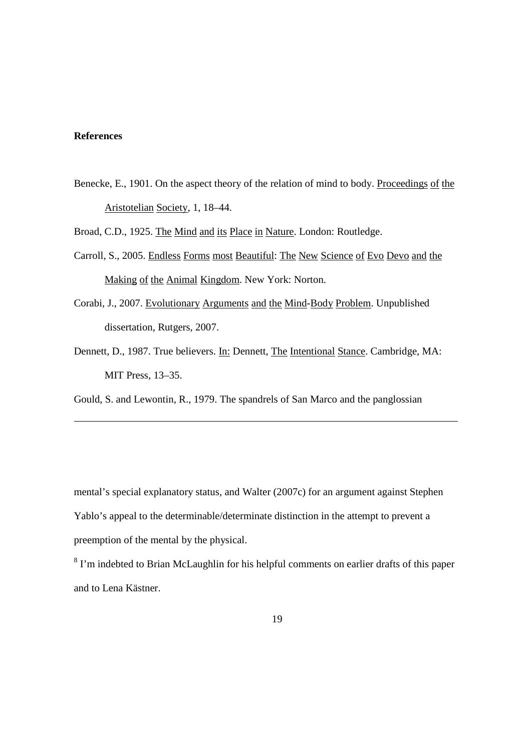**References**

Benecke, E., 1901. On the aspect theory of the relation of mind to body. *Proceedings of the Aristotelian Society*, 1, 18–44.

Broad, C.D., 1925. *The Mind and its Place in Nature*. London: Routledge.

Carroll, S., 2005. *Endless Forms most Beautiful: The New Science of Evo Devo and the Making of the Animal Kingdom*. New York: Norton.

Corabi, J., 2007. *Evolutionary Arguments and the Mind-Body Problem*. Unpublished dissertation, Rutgers, 2007.

Dennett, D., 1987. True believers. *In:* Dennett, *The Intentional Stance*. Cambridge, MA: MIT Press, 13–35.

Gould, S. and Lewontin, R., 1979. The spandrels of San Marco and the panglossian

---

mental's special explanatory status, and Walter (2007c) for an argument against Stephen Yablo's appeal to the determinable/determinate distinction in the attempt to prevent a preemption of the mental by the physical.

[8] I'm indebted to Brian McLaughlin for his helpful comments on earlier drafts of this paper and to Lena Kästner.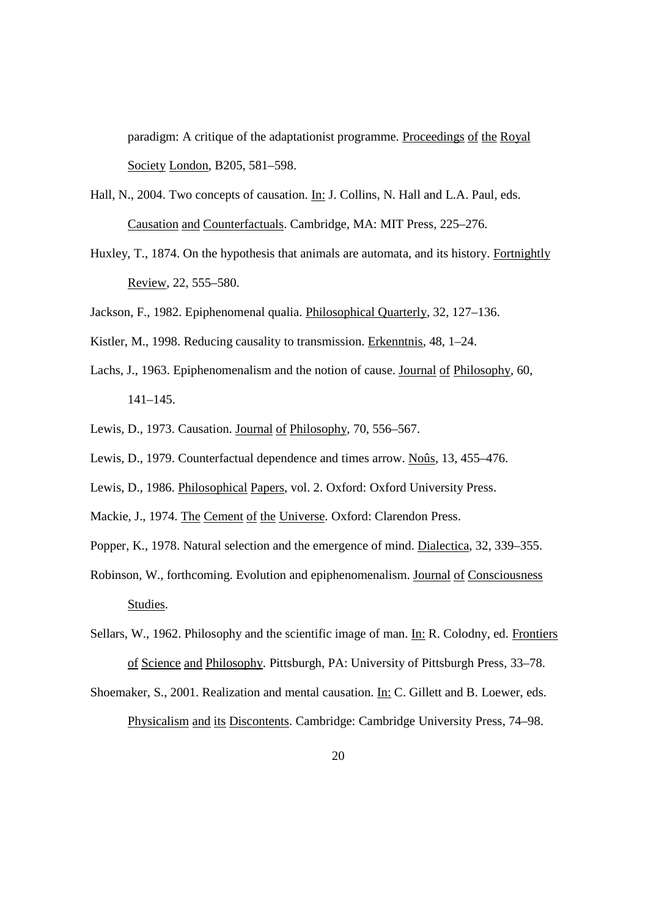paradigm: A critique of the adaptationist programme. Proceedings of the Royal Society London, B205, 581–598.

Hall, N., 2004. Two concepts of causation. In: J. Collins, N. Hall and L.A. Paul, eds. Causation and Counterfactuals. Cambridge, MA: MIT Press, 225–276.

Huxley, T., 1874. On the hypothesis that animals are automata, and its history. Fortnightly Review, 22, 555–580.

Jackson, F., 1982. Epiphenomenal qualia. Philosophical Quarterly, 32, 127–136.

Kistler, M., 1998. Reducing causality to transmission. Erkenntnis, 48, 1–24.

Lachs, J., 1963. Epiphenomenalism and the notion of cause. Journal of Philosophy, 60, 141–145.

Lewis, D., 1973. Causation. Journal of Philosophy, 70, 556–567.

Lewis, D., 1979. Counterfactual dependence and times arrow. Noûs, 13, 455–476.

Lewis, D., 1986. Philosophical Papers, vol. 2. Oxford: Oxford University Press.

Mackie, J., 1974. The Cement of the Universe. Oxford: Clarendon Press.

Popper, K., 1978. Natural selection and the emergence of mind. Dialectica, 32, 339–355.

Robinson, W., forthcoming. Evolution and epiphenomenalism. Journal of Consciousness Studies.

Sellars, W., 1962. Philosophy and the scientific image of man. In: R. Colodny, ed. Frontiers of Science and Philosophy. Pittsburgh, PA: University of Pittsburgh Press, 33–78.

Shoemaker, S., 2001. Realization and mental causation. In: C. Gillett and B. Loewer, eds. Physicalism and its Discontents. Cambridge: Cambridge University Press, 74–98.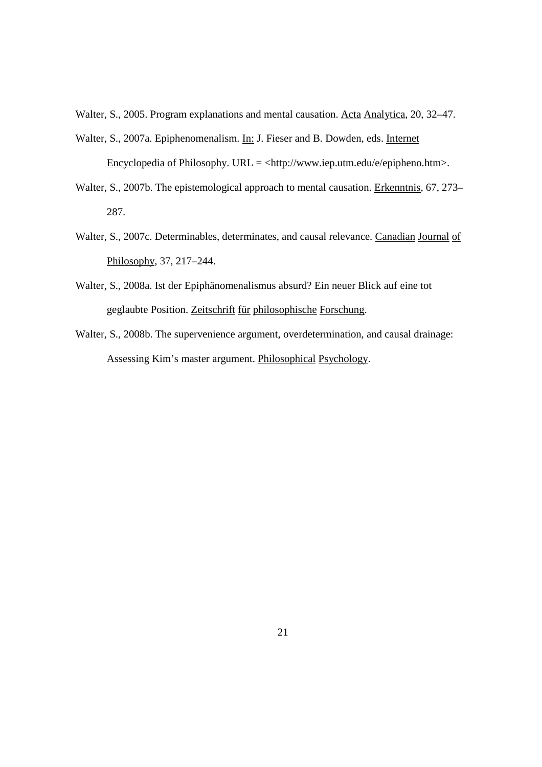Walter, S., 2005. Program explanations and mental causation. Acta Analytica, 20, 32–47.

Walter, S., 2007a. Epiphenomenalism. In: J. Fieser and B. Dowden, eds. Internet Encyclopedia of Philosophy. URL = <http://www.iep.utm.edu/e/epipheno.htm>.

Walter, S., 2007b. The epistemological approach to mental causation. Erkenntnis, 67, 273–287.

Walter, S., 2007c. Determinables, determinates, and causal relevance. Canadian Journal of Philosophy, 37, 217–244.

Walter, S., 2008a. Ist der Epiphänomenalismus absurd? Ein neuer Blick auf eine tot geglaubte Position. Zeitschrift für philosophische Forschung.

Walter, S., 2008b. The supervenience argument, overdetermination, and causal drainage: Assessing Kim's master argument. Philosophical Psychology.